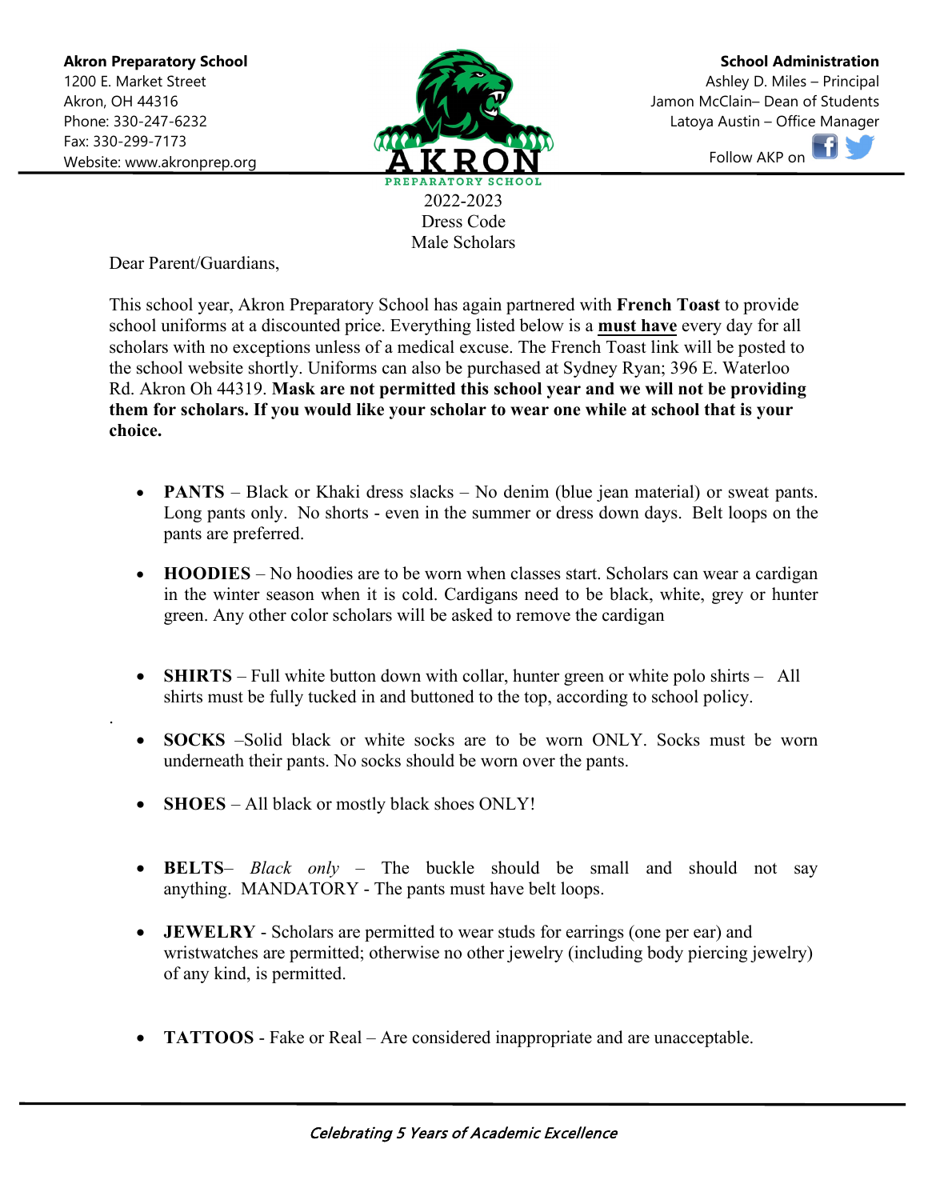**Akron Preparatory School**
1200 E. Market Street
Akron, OH 44316
Phone: 330-247-6232
Fax: 330-299-7173
Website: www.akronprep.org

**School Administration**
Ashley D. Miles – Principal
Jamon McClain– Dean of Students
Latoya Austin – Office Manager
Follow AKP on

AKRON PREPARATORY SCHOOL

2022-2023
Dress Code
Male Scholars

Dear Parent/Guardians,

This school year, Akron Preparatory School has again partnered with **French Toast** to provide school uniforms at a discounted price. Everything listed below is a **must have** every day for all scholars with no exceptions unless of a medical excuse. The French Toast link will be posted to the school website shortly. Uniforms can also be purchased at Sydney Ryan; 396 E. Waterloo Rd. Akron Oh 44319. **Mask are not permitted this school year and we will not be providing them for scholars. If you would like your scholar to wear one while at school that is your choice.**

- **PANTS** – Black or Khaki dress slacks – No denim (blue jean material) or sweat pants. Long pants only. No shorts - even in the summer or dress down days. Belt loops on the pants are preferred.
- **HOODIES** – No hoodies are to be worn when classes start. Scholars can wear a cardigan in the winter season when it is cold. Cardigans need to be black, white, grey or hunter green. Any other color scholars will be asked to remove the cardigan
- **SHIRTS** – Full white button down with collar, hunter green or white polo shirts – All shirts must be fully tucked in and buttoned to the top, according to school policy.
- **SOCKS** –Solid black or white socks are to be worn ONLY. Socks must be worn underneath their pants. No socks should be worn over the pants.
- **SHOES** – All black or mostly black shoes ONLY!
- **BELTS**– *Black only* – The buckle should be small and should not say anything. MANDATORY - The pants must have belt loops.
- **JEWELRY** - Scholars are permitted to wear studs for earrings (one per ear) and wristwatches are permitted; otherwise no other jewelry (including body piercing jewelry) of any kind, is permitted.
- **TATTOOS** - Fake or Real – Are considered inappropriate and are unacceptable.

*Celebrating 5 Years of Academic Excellence*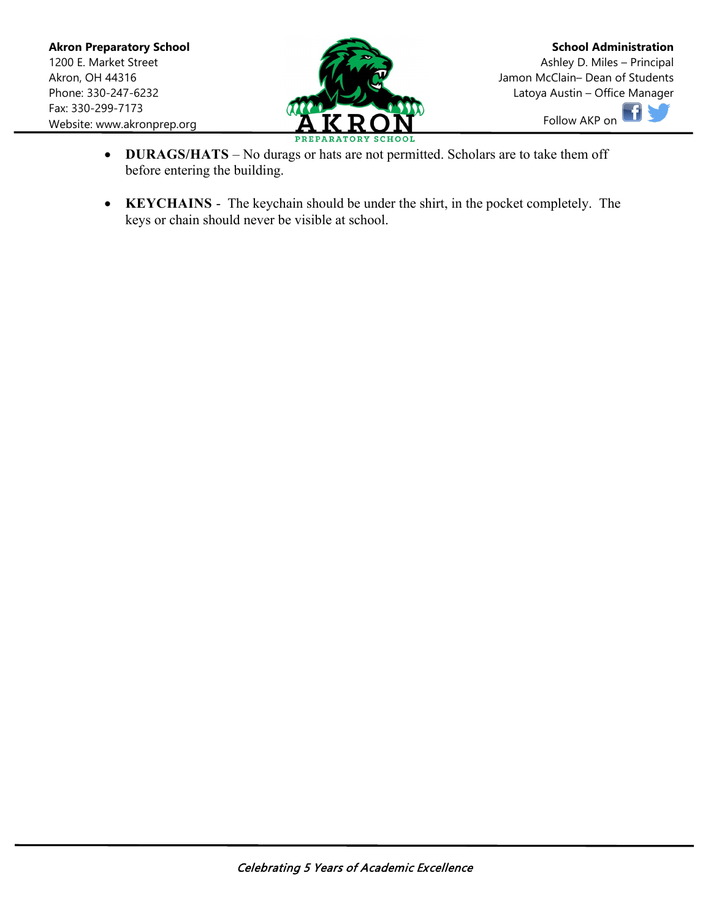- **DURAGS/HATS** – No durags or hats are not permitted. Scholars are to take them off before entering the building.

- **KEYCHAINS** - The keychain should be under the shirt, in the pocket completely. The keys or chain should never be visible at school.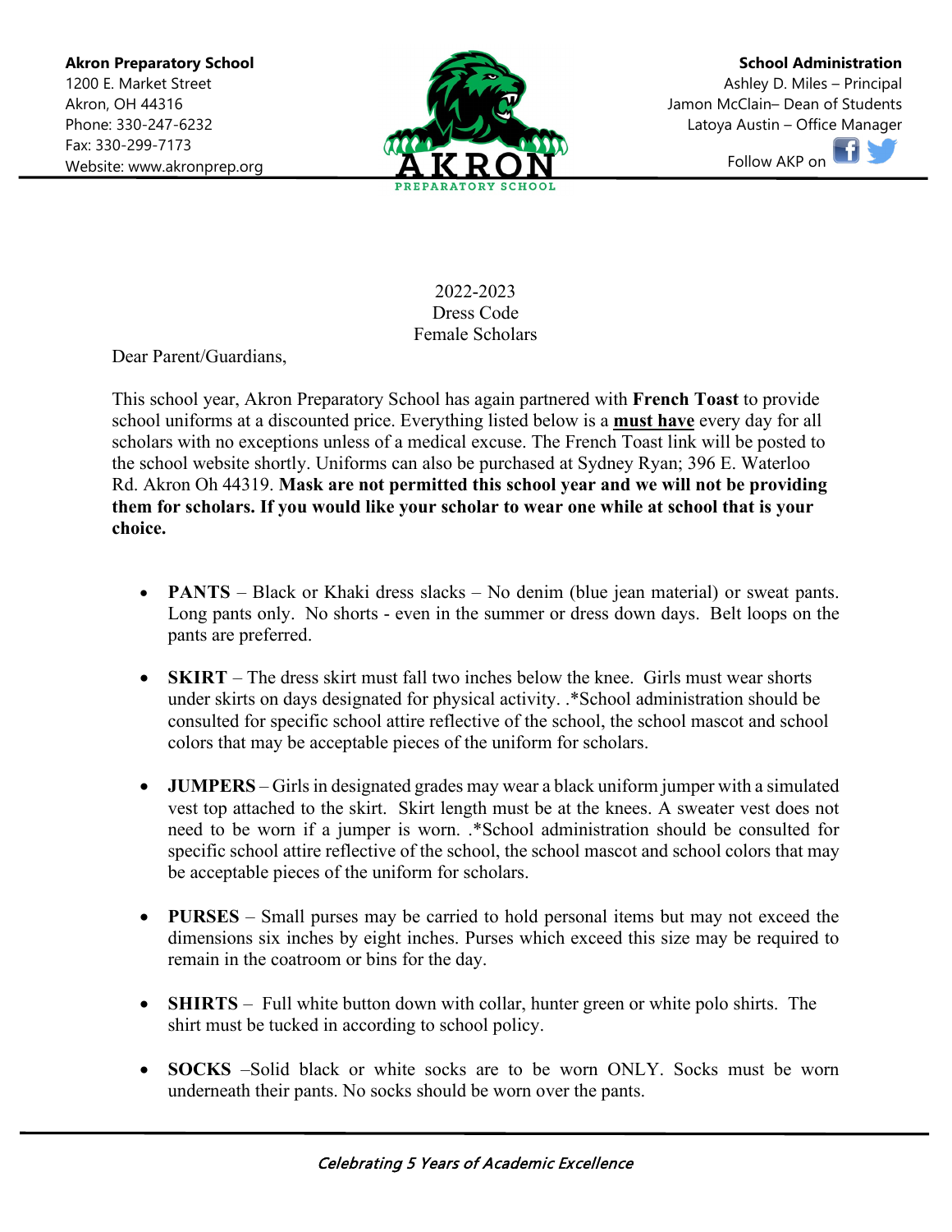**Akron Preparatory School**
1200 E. Market Street
Akron, OH 44316
Phone: 330-247-6232
Fax: 330-299-7173
Website: www.akronprep.org

**School Administration**
Ashley D. Miles – Principal
Jamon McClain– Dean of Students
Latoya Austin – Office Manager
Follow AKP on

2022-2023
Dress Code
Female Scholars

Dear Parent/Guardians,

This school year, Akron Preparatory School has again partnered with **French Toast** to provide school uniforms at a discounted price. Everything listed below is a **<u>must have</u>** every day for all scholars with no exceptions unless of a medical excuse. The French Toast link will be posted to the school website shortly. Uniforms can also be purchased at Sydney Ryan; 396 E. Waterloo Rd. Akron Oh 44319. **Mask are not permitted this school year and we will not be providing them for scholars. If you would like your scholar to wear one while at school that is your choice.**

- **PANTS** – Black or Khaki dress slacks – No denim (blue jean material) or sweat pants. Long pants only. No shorts - even in the summer or dress down days. Belt loops on the pants are preferred.

- **SKIRT** – The dress skirt must fall two inches below the knee. Girls must wear shorts under skirts on days designated for physical activity. .*School administration should be consulted for specific school attire reflective of the school, the school mascot and school colors that may be acceptable pieces of the uniform for scholars.

- **JUMPERS** – Girls in designated grades may wear a black uniform jumper with a simulated vest top attached to the skirt. Skirt length must be at the knees. A sweater vest does not need to be worn if a jumper is worn. .*School administration should be consulted for specific school attire reflective of the school, the school mascot and school colors that may be acceptable pieces of the uniform for scholars.

- **PURSES** – Small purses may be carried to hold personal items but may not exceed the dimensions six inches by eight inches. Purses which exceed this size may be required to remain in the coatroom or bins for the day.

- **SHIRTS** – Full white button down with collar, hunter green or white polo shirts. The shirt must be tucked in according to school policy.

- **SOCKS** –Solid black or white socks are to be worn ONLY. Socks must be worn underneath their pants. No socks should be worn over the pants.

*Celebrating 5 Years of Academic Excellence*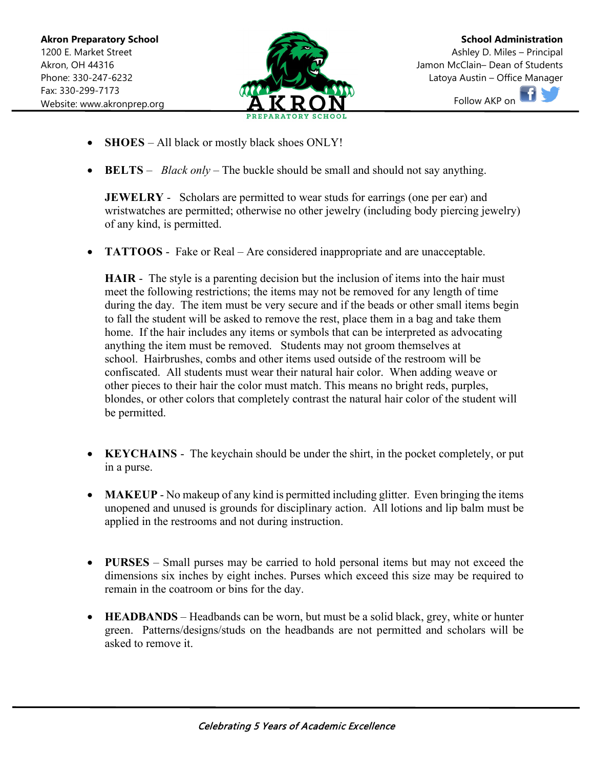- **SHOES** – All black or mostly black shoes ONLY!

- **BELTS** – *Black only* – The buckle should be small and should not say anything.

  **JEWELRY** - Scholars are permitted to wear studs for earrings (one per ear) and wristwatches are permitted; otherwise no other jewelry (including body piercing jewelry) of any kind, is permitted.

- **TATTOOS** - Fake or Real – Are considered inappropriate and are unacceptable.

  **HAIR** - The style is a parenting decision but the inclusion of items into the hair must meet the following restrictions; the items may not be removed for any length of time during the day. The item must be very secure and if the beads or other small items begin to fall the student will be asked to remove the rest, place them in a bag and take them home. If the hair includes any items or symbols that can be interpreted as advocating anything the item must be removed. Students may not groom themselves at school. Hairbrushes, combs and other items used outside of the restroom will be confiscated. All students must wear their natural hair color. When adding weave or other pieces to their hair the color must match. This means no bright reds, purples, blondes, or other colors that completely contrast the natural hair color of the student will be permitted.

- **KEYCHAINS** - The keychain should be under the shirt, in the pocket completely, or put in a purse.

- **MAKEUP** - No makeup of any kind is permitted including glitter. Even bringing the items unopened and unused is grounds for disciplinary action. All lotions and lip balm must be applied in the restrooms and not during instruction.

- **PURSES** – Small purses may be carried to hold personal items but may not exceed the dimensions six inches by eight inches. Purses which exceed this size may be required to remain in the coatroom or bins for the day.

- **HEADBANDS** – Headbands can be worn, but must be a solid black, grey, white or hunter green. Patterns/designs/studs on the headbands are not permitted and scholars will be asked to remove it.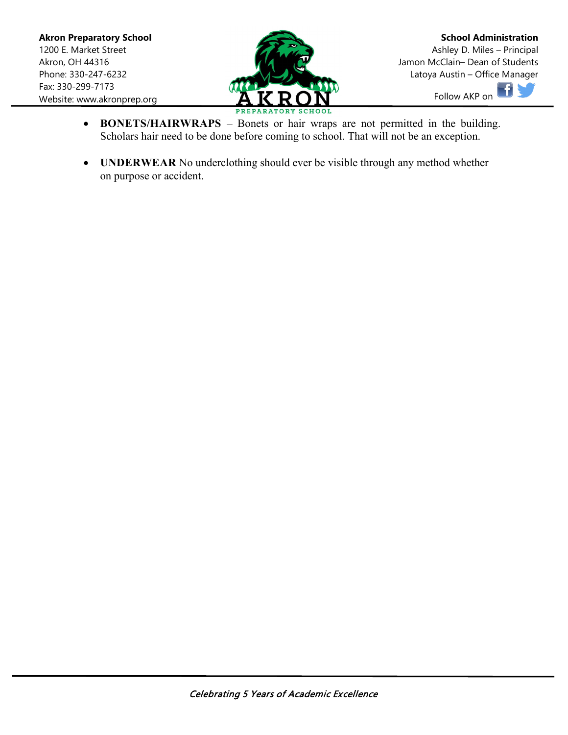- **BONETS/HAIRWRAPS** – Bonets or hair wraps are not permitted in the building. Scholars hair need to be done before coming to school. That will not be an exception.

- **UNDERWEAR** No underclothing should ever be visible through any method whether on purpose or accident.